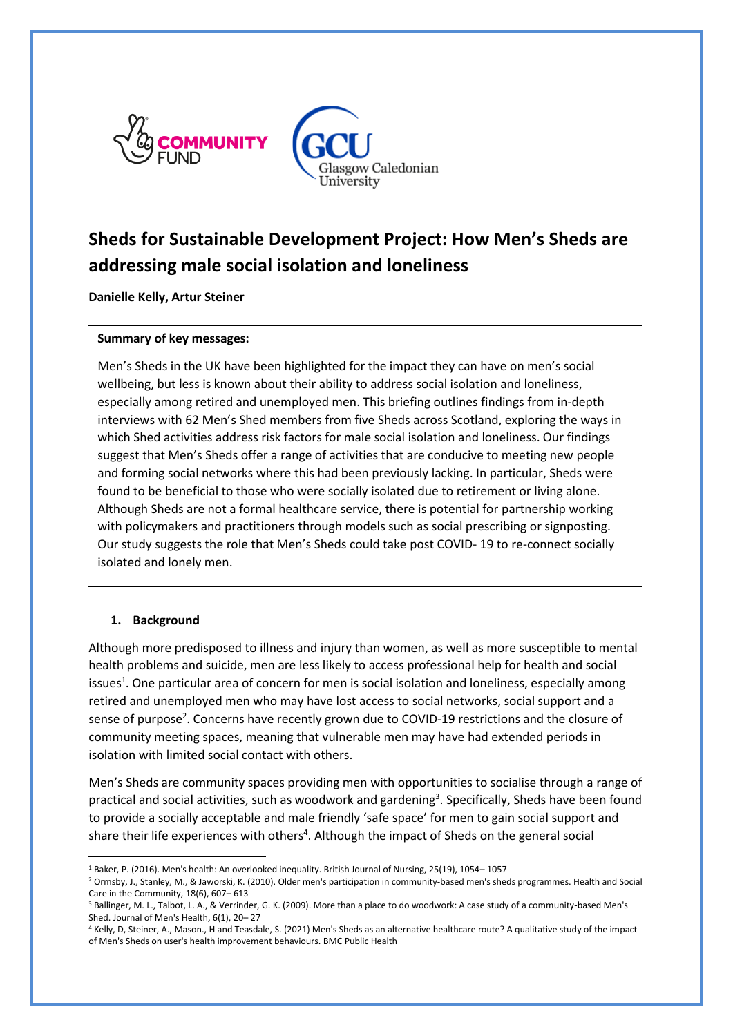# Sheds for Sustainable Development Project: How Men's Sheds are addressing male social isolation and loneliness

**Danielle Kelly, Artur Steiner**

**Summary of key messages:**

Men's Sheds in the UK have been highlighted for the impact they can have on men's social wellbeing, but less is known about their ability to address social isolation and loneliness, especially among retired and unemployed men. This briefing outlines findings from in-depth interviews with 62 Men's Shed members from five Sheds across Scotland, exploring the ways in which Shed activities address risk factors for male social isolation and loneliness. Our findings suggest that Men's Sheds offer a range of activities that are conducive to meeting new people and forming social networks where this had been previously lacking. In particular, Sheds were found to be beneficial to those who were socially isolated due to retirement or living alone. Although Sheds are not a formal healthcare service, there is potential for partnership working with policymakers and practitioners through models such as social prescribing or signposting. Our study suggests the role that Men's Sheds could take post COVID- 19 to re-connect socially isolated and lonely men.

## 1. Background

Although more predisposed to illness and injury than women, as well as more susceptible to mental health problems and suicide, men are less likely to access professional help for health and social issues[1]. One particular area of concern for men is social isolation and loneliness, especially among retired and unemployed men who may have lost access to social networks, social support and a sense of purpose[2]. Concerns have recently grown due to COVID-19 restrictions and the closure of community meeting spaces, meaning that vulnerable men may have had extended periods in isolation with limited social contact with others.

Men's Sheds are community spaces providing men with opportunities to socialise through a range of practical and social activities, such as woodwork and gardening[3]. Specifically, Sheds have been found to provide a socially acceptable and male friendly 'safe space' for men to gain social support and share their life experiences with others[4]. Although the impact of Sheds on the general social

---

[1] Baker, P. (2016). Men's health: An overlooked inequality. British Journal of Nursing, 25(19), 1054– 1057

[2] Ormsby, J., Stanley, M., & Jaworski, K. (2010). Older men's participation in community-based men's sheds programmes. Health and Social Care in the Community, 18(6), 607– 613

[3] Ballinger, M. L., Talbot, L. A., & Verrinder, G. K. (2009). More than a place to do woodwork: A case study of a community-based Men's Shed. Journal of Men's Health, 6(1), 20– 27

[4] Kelly, D, Steiner, A., Mason., H and Teasdale, S. (2021) Men's Sheds as an alternative healthcare route? A qualitative study of the impact of Men's Sheds on user's health improvement behaviours. BMC Public Health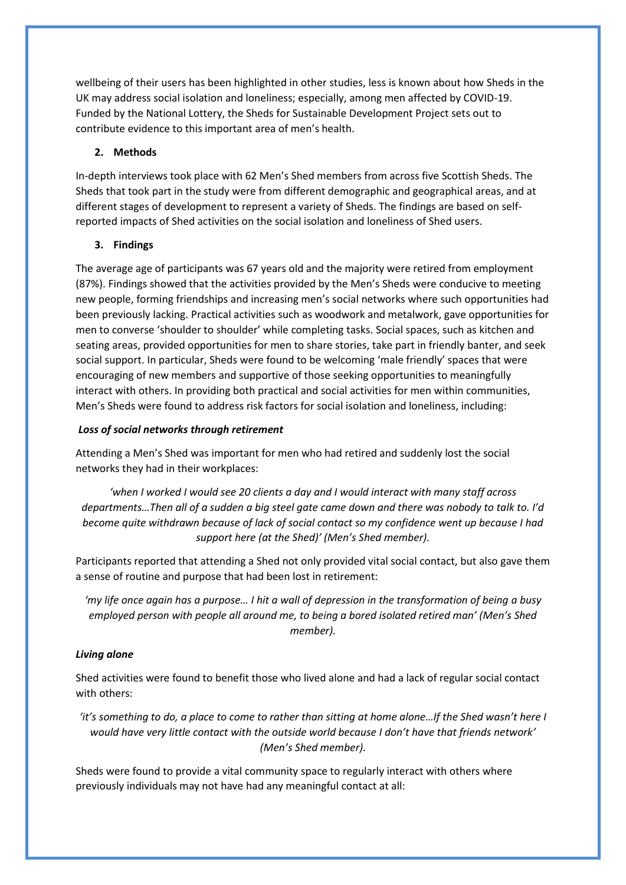wellbeing of their users has been highlighted in other studies, less is known about how Sheds in the UK may address social isolation and loneliness; especially, among men affected by COVID-19. Funded by the National Lottery, the Sheds for Sustainable Development Project sets out to contribute evidence to this important area of men's health.

## 2. Methods

In-depth interviews took place with 62 Men's Shed members from across five Scottish Sheds. The Sheds that took part in the study were from different demographic and geographical areas, and at different stages of development to represent a variety of Sheds. The findings are based on self-reported impacts of Shed activities on the social isolation and loneliness of Shed users.

## 3. Findings

The average age of participants was 67 years old and the majority were retired from employment (87%). Findings showed that the activities provided by the Men's Sheds were conducive to meeting new people, forming friendships and increasing men's social networks where such opportunities had been previously lacking. Practical activities such as woodwork and metalwork, gave opportunities for men to converse 'shoulder to shoulder' while completing tasks. Social spaces, such as kitchen and seating areas, provided opportunities for men to share stories, take part in friendly banter, and seek social support. In particular, Sheds were found to be welcoming 'male friendly' spaces that were encouraging of new members and supportive of those seeking opportunities to meaningfully interact with others. In providing both practical and social activities for men within communities, Men's Sheds were found to address risk factors for social isolation and loneliness, including:

### *Loss of social networks through retirement*

Attending a Men's Shed was important for men who had retired and suddenly lost the social networks they had in their workplaces:

> *'when I worked I would see 20 clients a day and I would interact with many staff across departments…Then all of a sudden a big steel gate came down and there was nobody to talk to. I'd become quite withdrawn because of lack of social contact so my confidence went up because I had support here (at the Shed)' (Men's Shed member).*

Participants reported that attending a Shed not only provided vital social contact, but also gave them a sense of routine and purpose that had been lost in retirement:

> *'my life once again has a purpose… I hit a wall of depression in the transformation of being a busy employed person with people all around me, to being a bored isolated retired man' (Men's Shed member).*

### *Living alone*

Shed activities were found to benefit those who lived alone and had a lack of regular social contact with others:

> *'it's something to do, a place to come to rather than sitting at home alone…If the Shed wasn't here I would have very little contact with the outside world because I don't have that friends network' (Men's Shed member).*

Sheds were found to provide a vital community space to regularly interact with others where previously individuals may not have had any meaningful contact at all: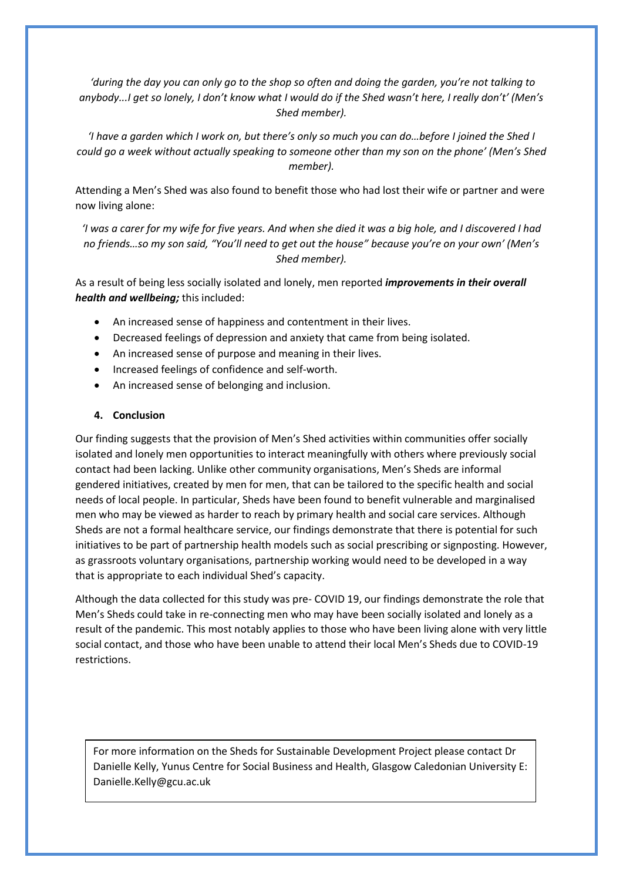*'during the day you can only go to the shop so often and doing the garden, you're not talking to anybody...I get so lonely, I don't know what I would do if the Shed wasn't here, I really don't' (Men's Shed member).*

*'I have a garden which I work on, but there's only so much you can do…before I joined the Shed I could go a week without actually speaking to someone other than my son on the phone' (Men's Shed member).*

Attending a Men's Shed was also found to benefit those who had lost their wife or partner and were now living alone:

*'I was a carer for my wife for five years. And when she died it was a big hole, and I discovered I had no friends…so my son said, "You'll need to get out the house" because you're on your own' (Men's Shed member).*

As a result of being less socially isolated and lonely, men reported ***improvements in their overall health and wellbeing;*** this included:

- An increased sense of happiness and contentment in their lives.
- Decreased feelings of depression and anxiety that came from being isolated.
- An increased sense of purpose and meaning in their lives.
- Increased feelings of confidence and self-worth.
- An increased sense of belonging and inclusion.

## 4. Conclusion

Our finding suggests that the provision of Men's Shed activities within communities offer socially isolated and lonely men opportunities to interact meaningfully with others where previously social contact had been lacking. Unlike other community organisations, Men's Sheds are informal gendered initiatives, created by men for men, that can be tailored to the specific health and social needs of local people. In particular, Sheds have been found to benefit vulnerable and marginalised men who may be viewed as harder to reach by primary health and social care services. Although Sheds are not a formal healthcare service, our findings demonstrate that there is potential for such initiatives to be part of partnership health models such as social prescribing or signposting. However, as grassroots voluntary organisations, partnership working would need to be developed in a way that is appropriate to each individual Shed's capacity.

Although the data collected for this study was pre- COVID 19, our findings demonstrate the role that Men's Sheds could take in re-connecting men who may have been socially isolated and lonely as a result of the pandemic. This most notably applies to those who have been living alone with very little social contact, and those who have been unable to attend their local Men's Sheds due to COVID-19 restrictions.

For more information on the Sheds for Sustainable Development Project please contact Dr Danielle Kelly, Yunus Centre for Social Business and Health, Glasgow Caledonian University E: Danielle.Kelly@gcu.ac.uk